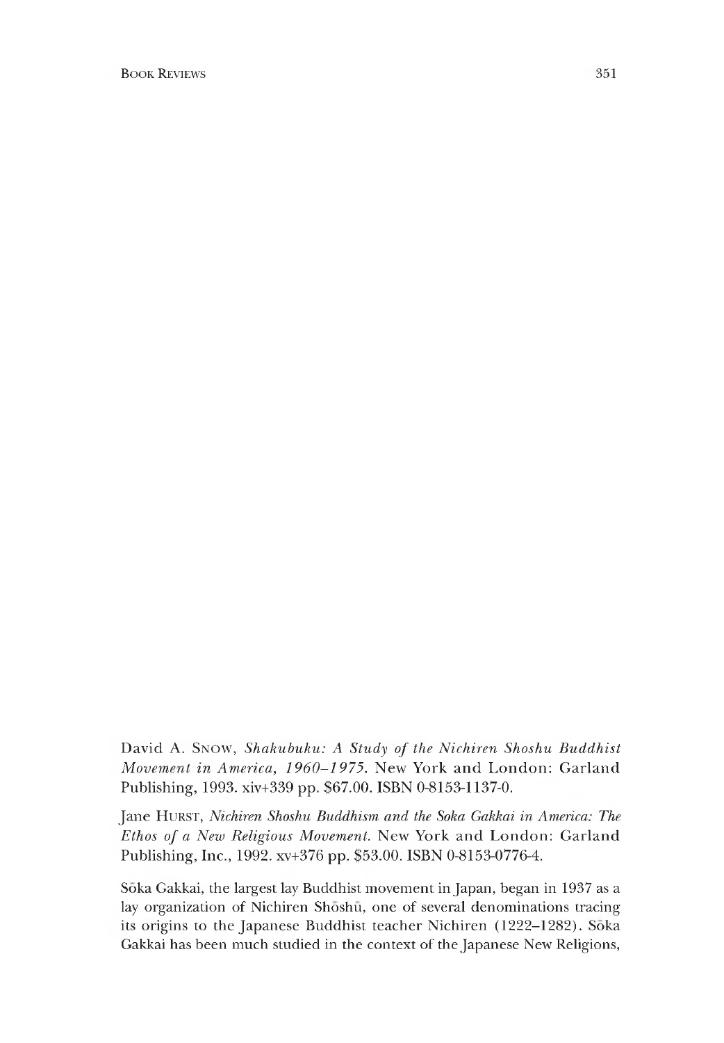David A. Snow, *Shakubuku: A Study of the Nichiren Shoshu Buddhist Movement in America, 1960–1975*. New York and London: Garland Publishing, 1993. xiv+339 pp. $67.00. ISBN 0-8153-1137-0.

Jane Hurst, *Nichiren Shoshu Buddhism and the Soka Gakkai in America: The Ethos of a New Religious Movement*. New York and London: Garland Publishing, Inc., 1992. xv+376 pp. $53.00. ISBN 0-8153-0776-4.

Sōka Gakkai, the largest lay Buddhist movement in Japan, began in 1937 as a lay organization of Nichiren Shōshū, one of several denominations tracing its origins to the Japanese Buddhist teacher Nichiren (1222–1282). Sōka Gakkai has been much studied in the context of the Japanese New Religions,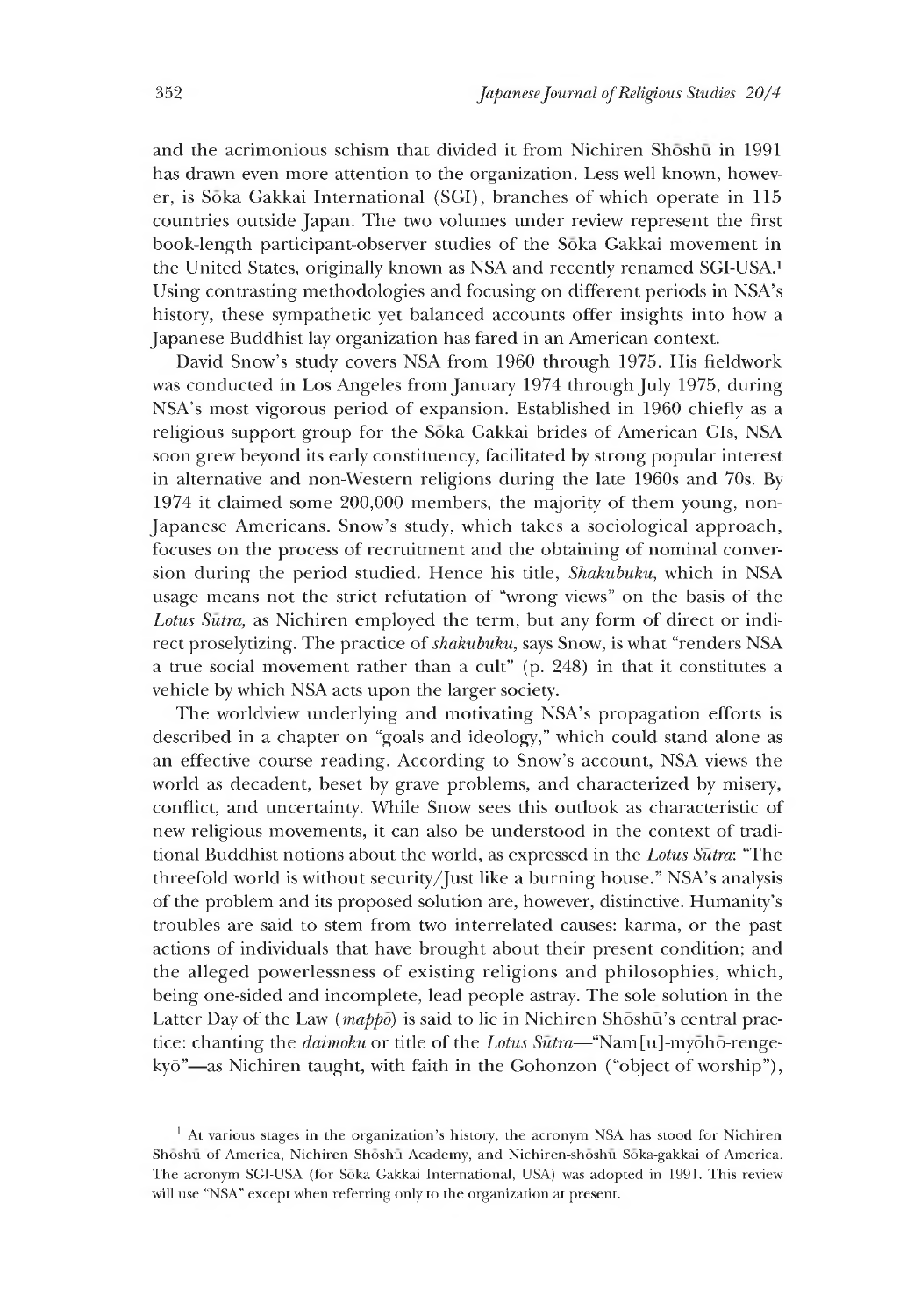and the acrimonious schism that divided it from Nichiren Shōshū in 1991 has drawn even more attention to the organization. Less well known, however, is Sōka Gakkai International (SGI), branches of which operate in 115 countries outside Japan. The two volumes under review represent the first book-length participant-observer studies of the Sōka Gakkai movement in the United States, originally known as NSA and recently renamed SGI-USA.[1] Using contrasting methodologies and focusing on different periods in NSA's history, these sympathetic yet balanced accounts offer insights into how a Japanese Buddhist lay organization has fared in an American context.

David Snow's study covers NSA from 1960 through 1975. His fieldwork was conducted in Los Angeles from January 1974 through July 1975, during NSA's most vigorous period of expansion. Established in 1960 chiefly as a religious support group for the Sōka Gakkai brides of American GIs, NSA soon grew beyond its early constituency, facilitated by strong popular interest in alternative and non-Western religions during the late 1960s and 70s. By 1974 it claimed some 200,000 members, the majority of them young, non-Japanese Americans. Snow's study, which takes a sociological approach, focuses on the process of recruitment and the obtaining of nominal conversion during the period studied. Hence his title, *Shakubuku*, which in NSA usage means not the strict refutation of "wrong views" on the basis of the *Lotus Sūtra*, as Nichiren employed the term, but any form of direct or indirect proselytizing. The practice of *shakubuku*, says Snow, is what "renders NSA a true social movement rather than a cult" (p. 248) in that it constitutes a vehicle by which NSA acts upon the larger society.

The worldview underlying and motivating NSA's propagation efforts is described in a chapter on "goals and ideology," which could stand alone as an effective course reading. According to Snow's account, NSA views the world as decadent, beset by grave problems, and characterized by misery, conflict, and uncertainty. While Snow sees this outlook as characteristic of new religious movements, it can also be understood in the context of traditional Buddhist notions about the world, as expressed in the *Lotus Sūtra*: "The threefold world is without security/Just like a burning house." NSA's analysis of the problem and its proposed solution are, however, distinctive. Humanity's troubles are said to stem from two interrelated causes: karma, or the past actions of individuals that have brought about their present condition; and the alleged powerlessness of existing religions and philosophies, which, being one-sided and incomplete, lead people astray. The sole solution in the Latter Day of the Law (*mappō*) is said to lie in Nichiren Shōshū's central practice: chanting the *daimoku* or title of the *Lotus Sūtra*—"Nam[u]-myōhō-renge-kyō"—as Nichiren taught, with faith in the Gohonzon ("object of worship"),

[1] At various stages in the organization's history, the acronym NSA has stood for Nichiren Shōshū of America, Nichiren Shōshū Academy, and Nichiren-shōshū Sōka-gakkai of America. The acronym SGI-USA (for Sōka Gakkai International, USA) was adopted in 1991. This review will use "NSA" except when referring only to the organization at present.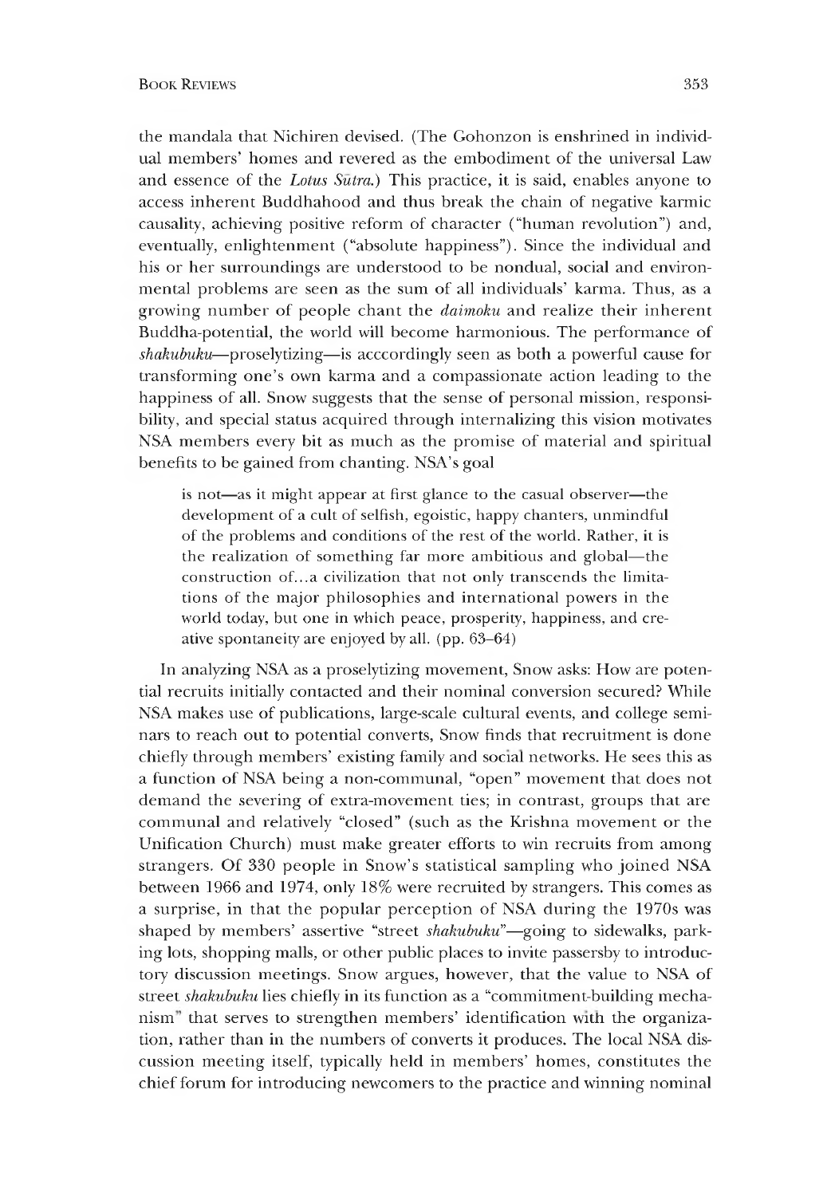the mandala that Nichiren devised. (The Gohonzon is enshrined in individual members' homes and revered as the embodiment of the universal Law and essence of the *Lotus Sūtra*.) This practice, it is said, enables anyone to access inherent Buddhahood and thus break the chain of negative karmic causality, achieving positive reform of character ("human revolution") and, eventually, enlightenment ("absolute happiness"). Since the individual and his or her surroundings are understood to be nondual, social and environmental problems are seen as the sum of all individuals' karma. Thus, as a growing number of people chant the *daimoku* and realize their inherent Buddha-potential, the world will become harmonious. The performance of *shakubuku*—proselytizing—is acccordingly seen as both a powerful cause for transforming one's own karma and a compassionate action leading to the happiness of all. Snow suggests that the sense of personal mission, responsibility, and special status acquired through internalizing this vision motivates NSA members every bit as much as the promise of material and spiritual benefits to be gained from chanting. NSA's goal

> is not—as it might appear at first glance to the casual observer—the development of a cult of selfish, egoistic, happy chanters, unmindful of the problems and conditions of the rest of the world. Rather, it is the realization of something far more ambitious and global—the construction of...a civilization that not only transcends the limitations of the major philosophies and international powers in the world today, but one in which peace, prosperity, happiness, and creative spontaneity are enjoyed by all. (pp. 63–64)

In analyzing NSA as a proselytizing movement, Snow asks: How are potential recruits initially contacted and their nominal conversion secured? While NSA makes use of publications, large-scale cultural events, and college seminars to reach out to potential converts, Snow finds that recruitment is done chiefly through members' existing family and social networks. He sees this as a function of NSA being a non-communal, "open" movement that does not demand the severing of extra-movement ties; in contrast, groups that are communal and relatively "closed" (such as the Krishna movement or the Unification Church) must make greater efforts to win recruits from among strangers. Of 330 people in Snow's statistical sampling who joined NSA between 1966 and 1974, only 18% were recruited by strangers. This comes as a surprise, in that the popular perception of NSA during the 1970s was shaped by members' assertive "street *shakubuku*"—going to sidewalks, parking lots, shopping malls, or other public places to invite passersby to introductory discussion meetings. Snow argues, however, that the value to NSA of street *shakubuku* lies chiefly in its function as a "commitment-building mechanism" that serves to strengthen members' identification with the organization, rather than in the numbers of converts it produces. The local NSA discussion meeting itself, typically held in members' homes, constitutes the chief forum for introducing newcomers to the practice and winning nominal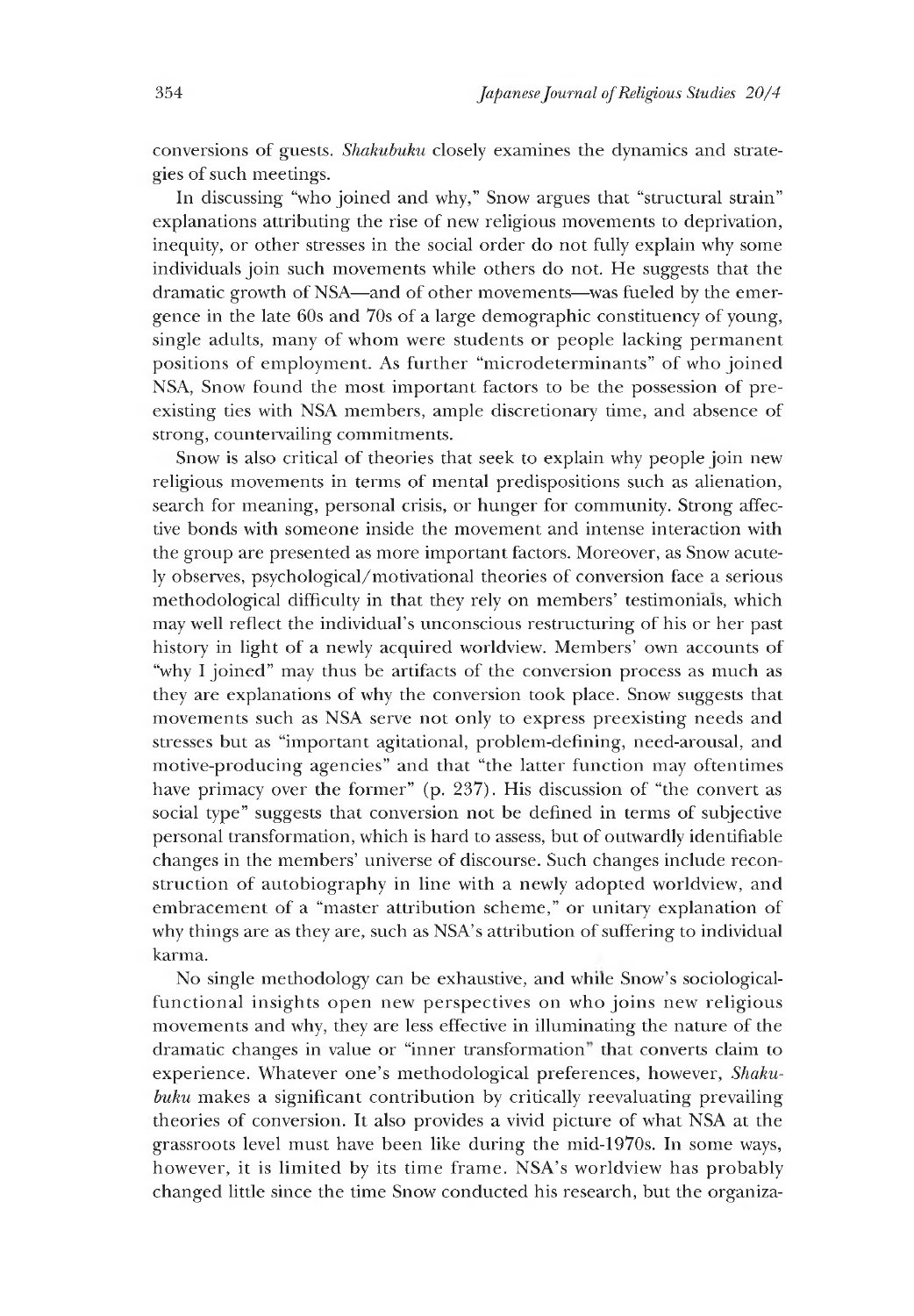conversions of guests. *Shakubuku* closely examines the dynamics and strategies of such meetings.

In discussing "who joined and why," Snow argues that "structural strain" explanations attributing the rise of new religious movements to deprivation, inequity, or other stresses in the social order do not fully explain why some individuals join such movements while others do not. He suggests that the dramatic growth of NSA—and of other movements—was fueled by the emergence in the late 60s and 70s of a large demographic constituency of young, single adults, many of whom were students or people lacking permanent positions of employment. As further "microdeterminants" of who joined NSA, Snow found the most important factors to be the possession of preexisting ties with NSA members, ample discretionary time, and absence of strong, countervailing commitments.

Snow is also critical of theories that seek to explain why people join new religious movements in terms of mental predispositions such as alienation, search for meaning, personal crisis, or hunger for community. Strong affective bonds with someone inside the movement and intense interaction with the group are presented as more important factors. Moreover, as Snow acutely observes, psychological/motivational theories of conversion face a serious methodological difficulty in that they rely on members' testimonials, which may well reflect the individual's unconscious restructuring of his or her past history in light of a newly acquired worldview. Members' own accounts of "why I joined" may thus be artifacts of the conversion process as much as they are explanations of why the conversion took place. Snow suggests that movements such as NSA serve not only to express preexisting needs and stresses but as "important agitational, problem-defining, need-arousal, and motive-producing agencies" and that "the latter function may oftentimes have primacy over the former" (p. 237). His discussion of "the convert as social type" suggests that conversion not be defined in terms of subjective personal transformation, which is hard to assess, but of outwardly identifiable changes in the members' universe of discourse. Such changes include reconstruction of autobiography in line with a newly adopted worldview, and embracement of a "master attribution scheme," or unitary explanation of why things are as they are, such as NSA's attribution of suffering to individual karma.

No single methodology can be exhaustive, and while Snow's sociological-functional insights open new perspectives on who joins new religious movements and why, they are less effective in illuminating the nature of the dramatic changes in value or "inner transformation" that converts claim to experience. Whatever one's methodological preferences, however, *Shakubuku* makes a significant contribution by critically reevaluating prevailing theories of conversion. It also provides a vivid picture of what NSA at the grassroots level must have been like during the mid-1970s. In some ways, however, it is limited by its time frame. NSA's worldview has probably changed little since the time Snow conducted his research, but the organiza-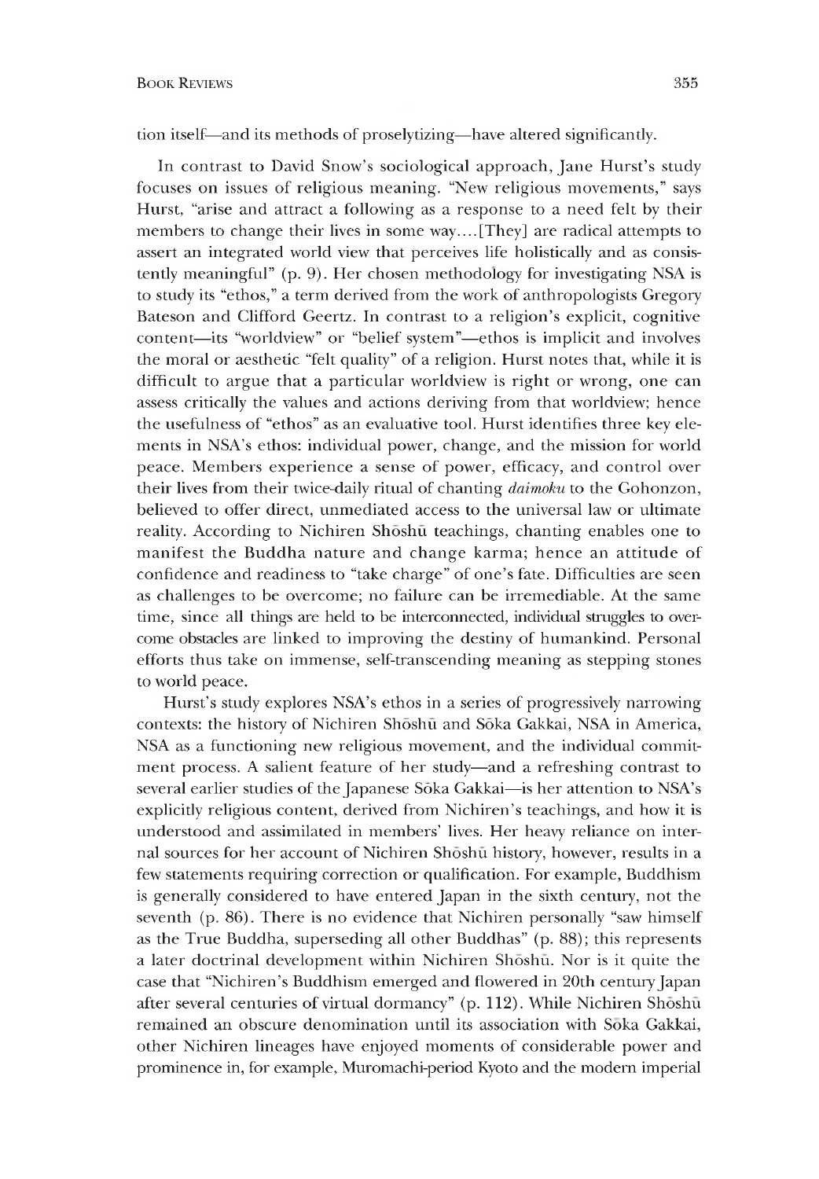tion itself—and its methods of proselytizing—have altered significantly.

In contrast to David Snow's sociological approach, Jane Hurst's study focuses on issues of religious meaning. "New religious movements," says Hurst, "arise and attract a following as a response to a need felt by their members to change their lives in some way....[They] are radical attempts to assert an integrated world view that perceives life holistically and as consistently meaningful" (p. 9). Her chosen methodology for investigating NSA is to study its "ethos," a term derived from the work of anthropologists Gregory Bateson and Clifford Geertz. In contrast to a religion's explicit, cognitive content—its "worldview" or "belief system"—ethos is implicit and involves the moral or aesthetic "felt quality" of a religion. Hurst notes that, while it is difficult to argue that a particular worldview is right or wrong, one can assess critically the values and actions deriving from that worldview; hence the usefulness of "ethos" as an evaluative tool. Hurst identifies three key elements in NSA's ethos: individual power, change, and the mission for world peace. Members experience a sense of power, efficacy, and control over their lives from their twice-daily ritual of chanting *daimoku* to the Gohonzon, believed to offer direct, unmediated access to the universal law or ultimate reality. According to Nichiren Shōshū teachings, chanting enables one to manifest the Buddha nature and change karma; hence an attitude of confidence and readiness to "take charge" of one's fate. Difficulties are seen as challenges to be overcome; no failure can be irremediable. At the same time, since all things are held to be interconnected, individual struggles to overcome obstacles are linked to improving the destiny of humankind. Personal efforts thus take on immense, self-transcending meaning as stepping stones to world peace.

Hurst's study explores NSA's ethos in a series of progressively narrowing contexts: the history of Nichiren Shōshū and Sōka Gakkai, NSA in America, NSA as a functioning new religious movement, and the individual commitment process. A salient feature of her study—and a refreshing contrast to several earlier studies of the Japanese Sōka Gakkai—is her attention to NSA's explicitly religious content, derived from Nichiren's teachings, and how it is understood and assimilated in members' lives. Her heavy reliance on internal sources for her account of Nichiren Shōshū history, however, results in a few statements requiring correction or qualification. For example, Buddhism is generally considered to have entered Japan in the sixth century, not the seventh (p. 86). There is no evidence that Nichiren personally "saw himself as the True Buddha, superseding all other Buddhas" (p. 88); this represents a later doctrinal development within Nichiren Shōshū. Nor is it quite the case that "Nichiren's Buddhism emerged and flowered in 20th century Japan after several centuries of virtual dormancy" (p. 112). While Nichiren Shōshū remained an obscure denomination until its association with Sōka Gakkai, other Nichiren lineages have enjoyed moments of considerable power and prominence in, for example, Muromachi-period Kyoto and the modern imperial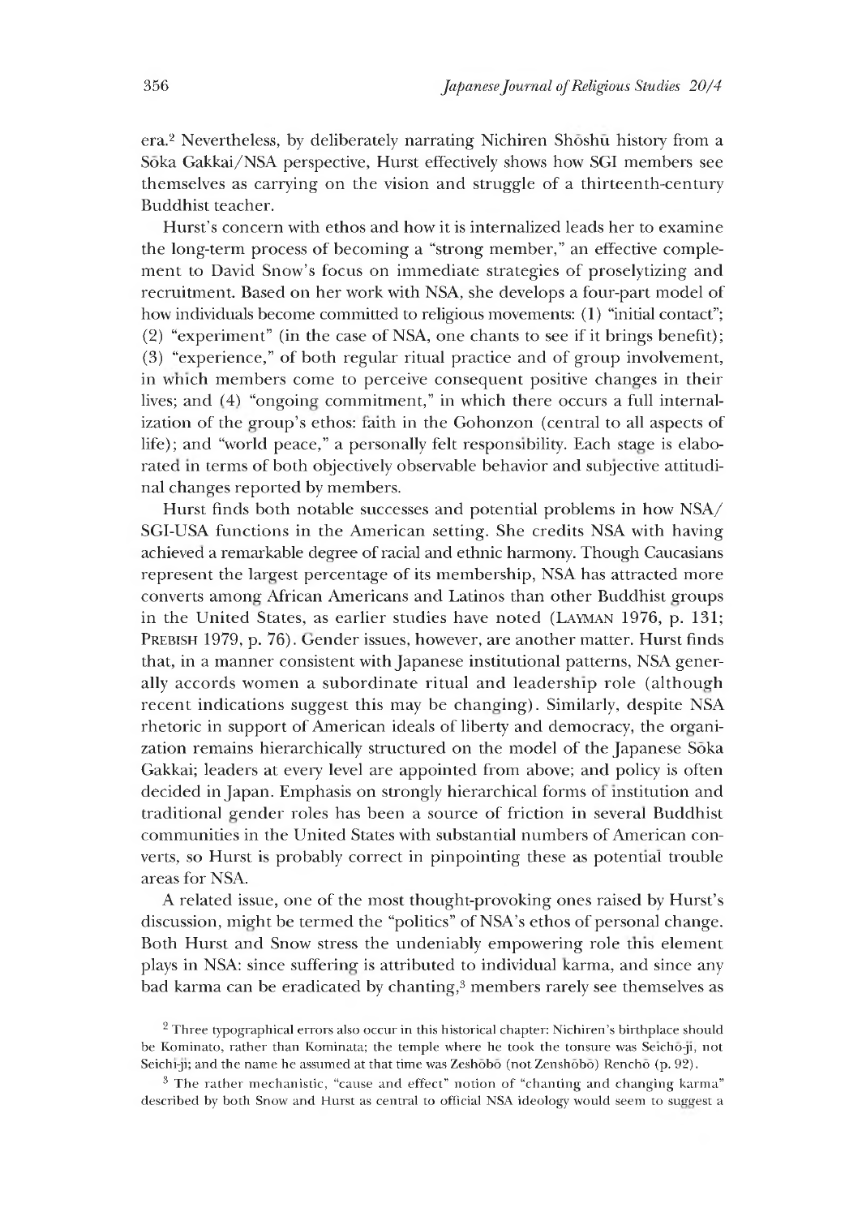era.[2] Nevertheless, by deliberately narrating Nichiren Shōshū history from a Sōka Gakkai/NSA perspective, Hurst effectively shows how SGI members see themselves as carrying on the vision and struggle of a thirteenth-century Buddhist teacher.

Hurst's concern with ethos and how it is internalized leads her to examine the long-term process of becoming a "strong member," an effective complement to David Snow's focus on immediate strategies of proselytizing and recruitment. Based on her work with NSA, she develops a four-part model of how individuals become committed to religious movements: (1) "initial contact"; (2) "experiment" (in the case of NSA, one chants to see if it brings benefit); (3) "experience," of both regular ritual practice and of group involvement, in which members come to perceive consequent positive changes in their lives; and (4) "ongoing commitment," in which there occurs a full internalization of the group's ethos: faith in the Gohonzon (central to all aspects of life); and "world peace," a personally felt responsibility. Each stage is elaborated in terms of both objectively observable behavior and subjective attitudinal changes reported by members.

Hurst finds both notable successes and potential problems in how NSA/SGI-USA functions in the American setting. She credits NSA with having achieved a remarkable degree of racial and ethnic harmony. Though Caucasians represent the largest percentage of its membership, NSA has attracted more converts among African Americans and Latinos than other Buddhist groups in the United States, as earlier studies have noted (Layman 1976, p. 131; Prebish 1979, p. 76). Gender issues, however, are another matter. Hurst finds that, in a manner consistent with Japanese institutional patterns, NSA generally accords women a subordinate ritual and leadership role (although recent indications suggest this may be changing). Similarly, despite NSA rhetoric in support of American ideals of liberty and democracy, the organization remains hierarchically structured on the model of the Japanese Sōka Gakkai; leaders at every level are appointed from above; and policy is often decided in Japan. Emphasis on strongly hierarchical forms of institution and traditional gender roles has been a source of friction in several Buddhist communities in the United States with substantial numbers of American converts, so Hurst is probably correct in pinpointing these as potential trouble areas for NSA.

A related issue, one of the most thought-provoking ones raised by Hurst's discussion, might be termed the "politics" of NSA's ethos of personal change. Both Hurst and Snow stress the undeniably empowering role this element plays in NSA: since suffering is attributed to individual karma, and since any bad karma can be eradicated by chanting,[3] members rarely see themselves as

[2] Three typographical errors also occur in this historical chapter: Nichiren's birthplace should be Kominato, rather than Kominata; the temple where he took the tonsure was Seichō-ji, not Seichi-ji; and the name he assumed at that time was Zeshōbō (not Zenshōbō) Renchō (p. 92).

[3] The rather mechanistic, "cause and effect" notion of "chanting and changing karma" described by both Snow and Hurst as central to official NSA ideology would seem to suggest a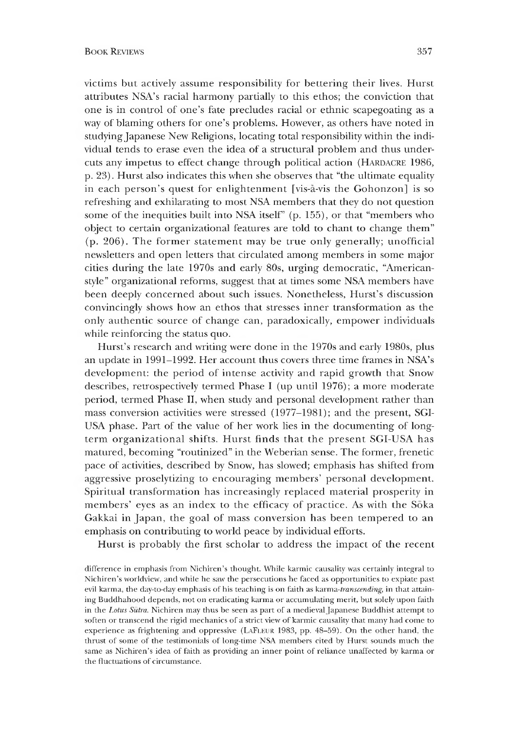victims but actively assume responsibility for bettering their lives. Hurst attributes NSA's racial harmony partially to this ethos; the conviction that one is in control of one's fate precludes racial or ethnic scapegoating as a way of blaming others for one's problems. However, as others have noted in studying Japanese New Religions, locating total responsibility within the individual tends to erase even the idea of a structural problem and thus undercuts any impetus to effect change through political action (HARDACRE 1986, p. 23). Hurst also indicates this when she observes that "the ultimate equality in each person's quest for enlightenment [vis-à-vis the Gohonzon] is so refreshing and exhilarating to most NSA members that they do not question some of the inequities built into NSA itself" (p. 155), or that "members who object to certain organizational features are told to chant to change them" (p. 206). The former statement may be true only generally; unofficial newsletters and open letters that circulated among members in some major cities during the late 1970s and early 80s, urging democratic, "American-style" organizational reforms, suggest that at times some NSA members have been deeply concerned about such issues. Nonetheless, Hurst's discussion convincingly shows how an ethos that stresses inner transformation as the only authentic source of change can, paradoxically, empower individuals while reinforcing the status quo.

Hurst's research and writing were done in the 1970s and early 1980s, plus an update in 1991–1992. Her account thus covers three time frames in NSA's development: the period of intense activity and rapid growth that Snow describes, retrospectively termed Phase I (up until 1976); a more moderate period, termed Phase II, when study and personal development rather than mass conversion activities were stressed (1977–1981); and the present, SGI-USA phase. Part of the value of her work lies in the documenting of long-term organizational shifts. Hurst finds that the present SGI-USA has matured, becoming "routinized" in the Weberian sense. The former, frenetic pace of activities, described by Snow, has slowed; emphasis has shifted from aggressive proselytizing to encouraging members' personal development. Spiritual transformation has increasingly replaced material prosperity in members' eyes as an index to the efficacy of practice. As with the Sōka Gakkai in Japan, the goal of mass conversion has been tempered to an emphasis on contributing to world peace by individual efforts.

Hurst is probably the first scholar to address the impact of the recent

difference in emphasis from Nichiren's thought. While karmic causality was certainly integral to Nichiren's worldview, and while he saw the persecutions he faced as opportunities to expiate past evil karma, the day-to-day emphasis of his teaching is on faith as karma-*transcending*, in that attaining Buddhahood depends, not on eradicating karma or accumulating merit, but solely upon faith in the *Lotus Sutra*. Nichiren may thus be seen as part of a medieval Japanese Buddhist attempt to soften or transcend the rigid mechanics of a strict view of karmic causality that many had come to experience as frightening and oppressive (LAFLEUR 1983, pp. 48–59). On the other hand, the thrust of some of the testimonials of long-time NSA members cited by Hurst sounds much the same as Nichiren's idea of faith as providing an inner point of reliance unaffected by karma or the fluctuations of circumstance.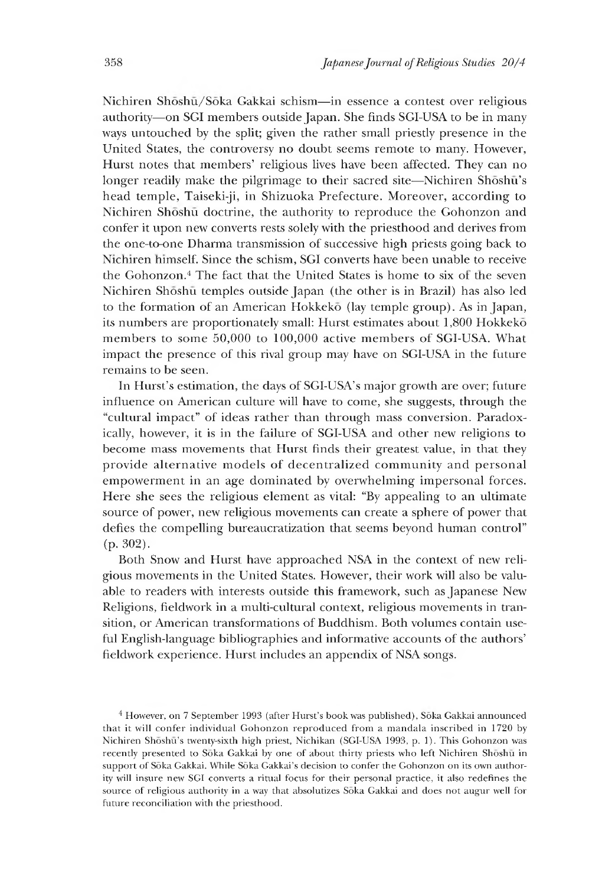Nichiren Shōshū/Sōka Gakkai schism—in essence a contest over religious authority—on SGI members outside Japan. She finds SGI-USA to be in many ways untouched by the split; given the rather small priestly presence in the United States, the controversy no doubt seems remote to many. However, Hurst notes that members' religious lives have been affected. They can no longer readily make the pilgrimage to their sacred site—Nichiren Shōshū's head temple, Taiseki-ji, in Shizuoka Prefecture. Moreover, according to Nichiren Shōshū doctrine, the authority to reproduce the Gohonzon and confer it upon new converts rests solely with the priesthood and derives from the one-to-one Dharma transmission of successive high priests going back to Nichiren himself. Since the schism, SGI converts have been unable to receive the Gohonzon.[4] The fact that the United States is home to six of the seven Nichiren Shōshū temples outside Japan (the other is in Brazil) has also led to the formation of an American Hokkekō (lay temple group). As in Japan, its numbers are proportionately small: Hurst estimates about 1,800 Hokkekō members to some 50,000 to 100,000 active members of SGI-USA. What impact the presence of this rival group may have on SGI-USA in the future remains to be seen.

In Hurst's estimation, the days of SGI-USA's major growth are over; future influence on American culture will have to come, she suggests, through the "cultural impact" of ideas rather than through mass conversion. Paradoxically, however, it is in the failure of SGI-USA and other new religions to become mass movements that Hurst finds their greatest value, in that they provide alternative models of decentralized community and personal empowerment in an age dominated by overwhelming impersonal forces. Here she sees the religious element as vital: "By appealing to an ultimate source of power, new religious movements can create a sphere of power that defies the compelling bureaucratization that seems beyond human control" (p. 302).

Both Snow and Hurst have approached NSA in the context of new religious movements in the United States. However, their work will also be valuable to readers with interests outside this framework, such as Japanese New Religions, fieldwork in a multi-cultural context, religious movements in transition, or American transformations of Buddhism. Both volumes contain useful English-language bibliographies and informative accounts of the authors' fieldwork experience. Hurst includes an appendix of NSA songs.

[4] However, on 7 September 1993 (after Hurst's book was published), Sōka Gakkai announced that it will confer individual Gohonzon reproduced from a mandala inscribed in 1720 by Nichiren Shōshū's twenty-sixth high priest, Nichikan (SGI-USA 1993, p. 1). This Gohonzon was recently presented to Sōka Gakkai by one of about thirty priests who left Nichiren Shōshū in support of Sōka Gakkai. While Sōka Gakkai's decision to confer the Gohonzon on its own authority will insure new SGI converts a ritual focus for their personal practice, it also redefines the source of religious authority in a way that absolutizes Sōka Gakkai and does not augur well for future reconciliation with the priesthood.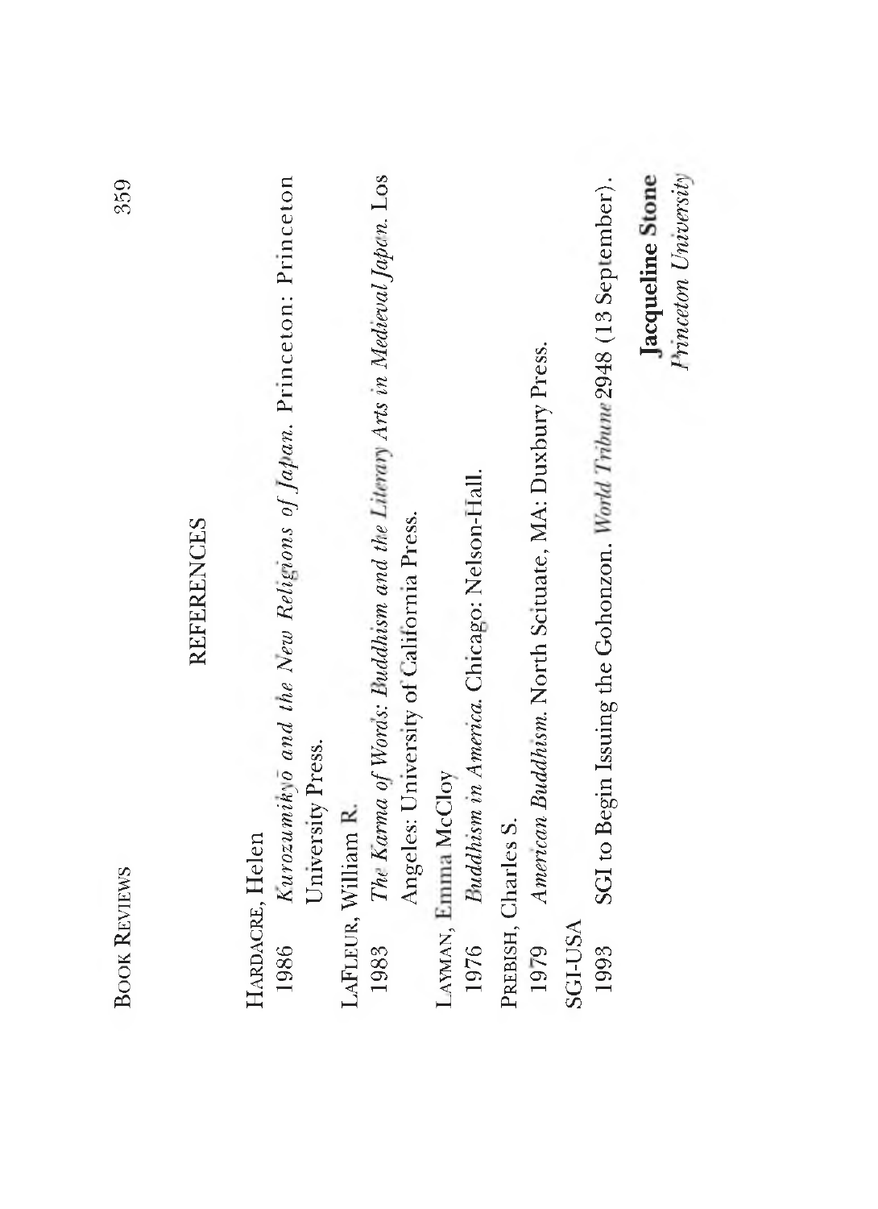## REFERENCES

HARDACRE, Helen

1986 *Kurozumikyō and the New Religions of Japan*. Princeton: Princeton University Press.

LAFLEUR, William R.

1983 *The Karma of Words: Buddhism and the Literary Arts in Medieval Japan*. Los Angeles: University of California Press.

LAYMAN, Emma McCloy

1976 *Buddhism in America*. Chicago: Nelson-Hall.

PREBISH, Charles S.

1979 *American Buddhism*. North Scituate, MA: Duxbury Press.

SGI-USA

1993 SGI to Begin Issuing the Gohonzon. *World Tribune* 2948 (13 September).

**Jacqueline Stone**
*Princeton University*